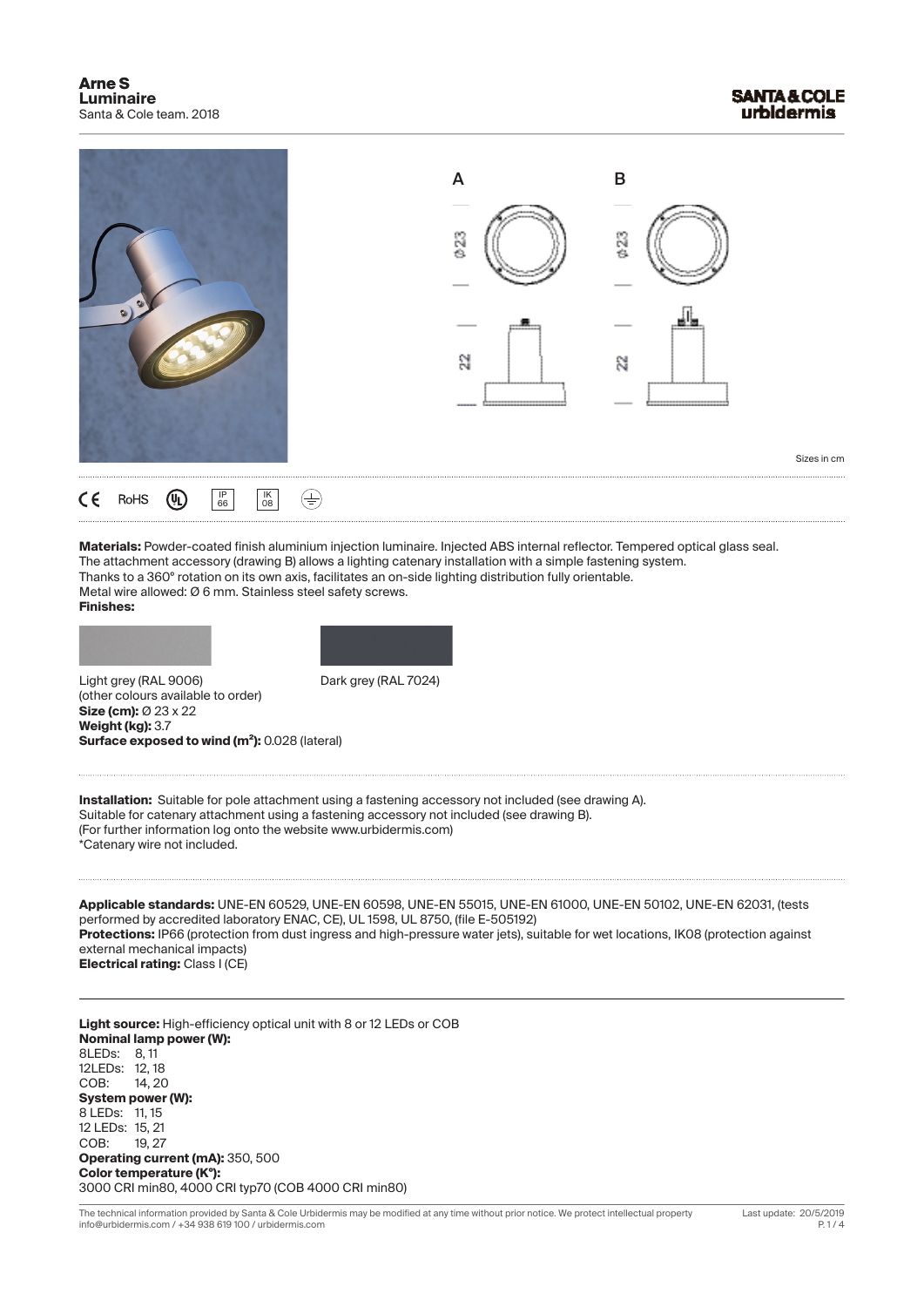# Arne S
## Luminaire
Santa & Cole team. 2018

SANTA & COLE
urbidermis

A B

Ø 23 Ø 23

22 22

Sizes in cm

CE RoHS UL IP 66 IK 08

**Materials:** Powder-coated finish aluminium injection luminaire. Injected ABS internal reflector. Tempered optical glass seal.
The attachment accessory (drawing B) allows a lighting catenary installation with a simple fastening system.
Thanks to a 360° rotation on its own axis, facilitates an on-side lighting distribution fully orientable.
Metal wire allowed: Ø 6 mm. Stainless steel safety screws.
**Finishes:**

Light grey (RAL 9006)
(other colours available to order)

Dark grey (RAL 7024)

**Size (cm):** Ø 23 x 22
**Weight (kg):** 3.7
**Surface exposed to wind (m²):** 0.028 (lateral)

**Installation:** Suitable for pole attachment using a fastening accessory not included (see drawing A).
Suitable for catenary attachment using a fastening accessory not included (see drawing B).
(For further information log onto the website www.urbidermis.com)
*Catenary wire not included.

**Applicable standards:** UNE-EN 60529, UNE-EN 60598, UNE-EN 55015, UNE-EN 61000, UNE-EN 50102, UNE-EN 62031, (tests performed by accredited laboratory ENAC, CE), UL 1598, UL 8750, (file E-505192)
**Protections:** IP66 (protection from dust ingress and high-pressure water jets), suitable for wet locations, IK08 (protection against external mechanical impacts)
**Electrical rating:** Class I (CE)

**Light source:** High-efficiency optical unit with 8 or 12 LEDs or COB
**Nominal lamp power (W):**
8LEDs: 8, 11
12LEDs: 12, 18
COB: 14, 20
**System power (W):**
8 LEDs: 11, 15
12 LEDs: 15, 21
COB: 19, 27
**Operating current (mA):** 350, 500
**Color temperature (K°):**
3000 CRI min80, 4000 CRI typ70 (COB 4000 CRI min80)

The technical information provided by Santa & Cole Urbidermis may be modified at any time without prior notice. We protect intellectual property
info@urbidermis.com / +34 938 619 100 / urbidermis.com

Last update: 20/5/2019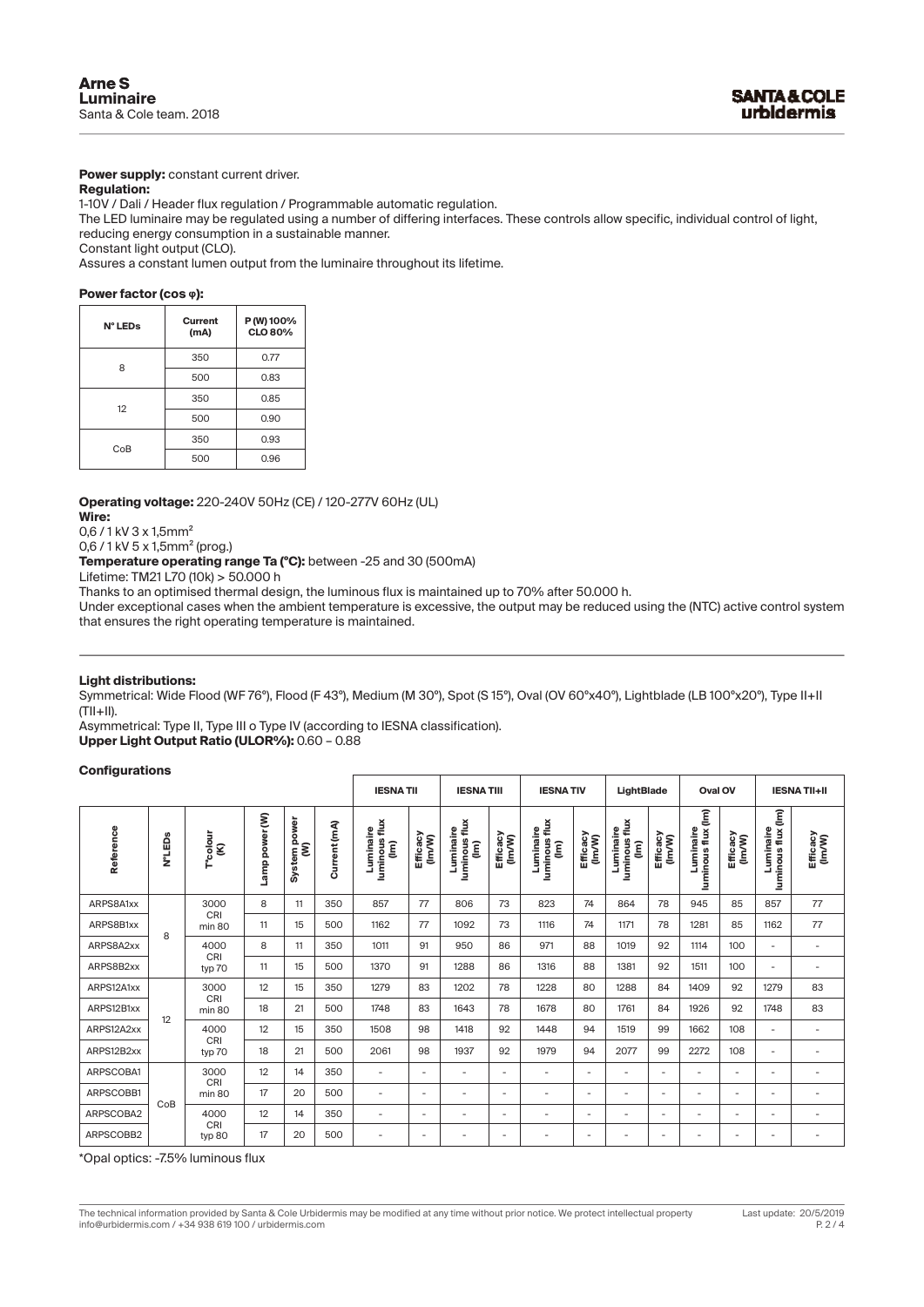**Power supply:** constant current driver.

**Regulation:**

1-10V / Dali / Header flux regulation / Programmable automatic regulation.

The LED luminaire may be regulated using a number of differing interfaces. These controls allow specific, individual control of light, reducing energy consumption in a sustainable manner.

Constant light output (CLO).

Assures a constant lumen output from the luminaire throughout its lifetime.

**Power factor (cos φ):**

| N° LEDs | Current (mA) | P (W) 100% CLO 80% |
|---|---|---|
| 8 | 350 | 0.77 |
| | 500 | 0.83 |
| 12 | 350 | 0.85 |
| | 500 | 0.90 |
| CoB | 350 | 0.93 |
| | 500 | 0.96 |

**Operating voltage:** 220-240V 50Hz (CE) / 120-277V 60Hz (UL)

**Wire:**

0,6 / 1 kV 3 x 1,5mm²

0,6 / 1 kV 5 x 1,5mm² (prog.)

**Temperature operating range Ta (°C):** between -25 and 30 (500mA)

Lifetime: TM21 L70 (10k) > 50.000 h

Thanks to an optimised thermal design, the luminous flux is maintained up to 70% after 50.000 h.

Under exceptional cases when the ambient temperature is excessive, the output may be reduced using the (NTC) active control system that ensures the right operating temperature is maintained.

**Light distributions:**

Symmetrical: Wide Flood (WF 76°), Flood (F 43°), Medium (M 30°), Spot (S 15°), Oval (OV 60°x40°), Lightblade (LB 100°x20°), Type II+II (TII+II).

Asymmetrical: Type II, Type III o Type IV (according to IESNA classification).

**Upper Light Output Ratio (ULOR%):** 0.60 – 0.88

**Configurations**

| | | | | | | IESNA TII | | IESNA TIII | | IESNA TIV | | LightBlade | | Oval OV | | IESNA TII+II | |
|---|---|---|---|---|---|---|---|---|---|---|---|---|---|---|---|---|---|
| Reference | N°LEDs | T°colour (K) | Lamp power (W) | System power (W) | Current (mA) | Luminaire luminous flux (lm) | Efficacy (lm/W) | Luminaire luminous flux (lm) | Efficacy (lm/W) | Luminaire luminous flux (lm) | Efficacy (lm/W) | Luminaire luminous flux (lm) | Efficacy (lm/W) | Luminaire luminous flux (lm) | Efficacy (lm/W) | Luminaire luminous flux (lm) | Efficacy (lm/W) |
| ARPS8A1xx | 8 | 3000 CRI min 80 | 8 | 11 | 350 | 857 | 77 | 806 | 73 | 823 | 74 | 864 | 78 | 945 | 85 | 857 | 77 |
| ARPS8B1xx | | | 11 | 15 | 500 | 1162 | 77 | 1092 | 73 | 1116 | 74 | 1171 | 78 | 1281 | 85 | 1162 | 77 |
| ARPS8A2xx | | 4000 CRI typ 70 | 8 | 11 | 350 | 1011 | 91 | 950 | 86 | 971 | 88 | 1019 | 92 | 1114 | 100 | - | - |
| ARPS8B2xx | | | 11 | 15 | 500 | 1370 | 91 | 1288 | 86 | 1316 | 88 | 1381 | 92 | 1511 | 100 | - | - |
| ARPS12A1xx | 12 | 3000 CRI min 80 | 12 | 15 | 350 | 1279 | 83 | 1202 | 78 | 1228 | 80 | 1288 | 84 | 1409 | 92 | 1279 | 83 |
| ARPS12B1xx | | | 18 | 21 | 500 | 1748 | 83 | 1643 | 78 | 1678 | 80 | 1761 | 84 | 1926 | 92 | 1748 | 83 |
| ARPS12A2xx | | 4000 CRI typ 70 | 12 | 15 | 350 | 1508 | 98 | 1418 | 92 | 1448 | 94 | 1519 | 99 | 1662 | 108 | - | - |
| ARPS12B2xx | | | 18 | 21 | 500 | 2061 | 98 | 1937 | 92 | 1979 | 94 | 2077 | 99 | 2272 | 108 | - | - |
| ARPSCOBA1 | CoB | 3000 CRI min 80 | 12 | 14 | 350 | - | - | - | - | - | - | - | - | - | - | - | - |
| ARPSCOBB1 | | | 17 | 20 | 500 | - | - | - | - | - | - | - | - | - | - | - | - |
| ARPSCOBA2 | | 4000 CRI typ 80 | 12 | 14 | 350 | - | - | - | - | - | - | - | - | - | - | - | - |
| ARPSCOBB2 | | | 17 | 20 | 500 | - | - | - | - | - | - | - | - | - | - | - | - |

*Opal optics: -7.5% luminous flux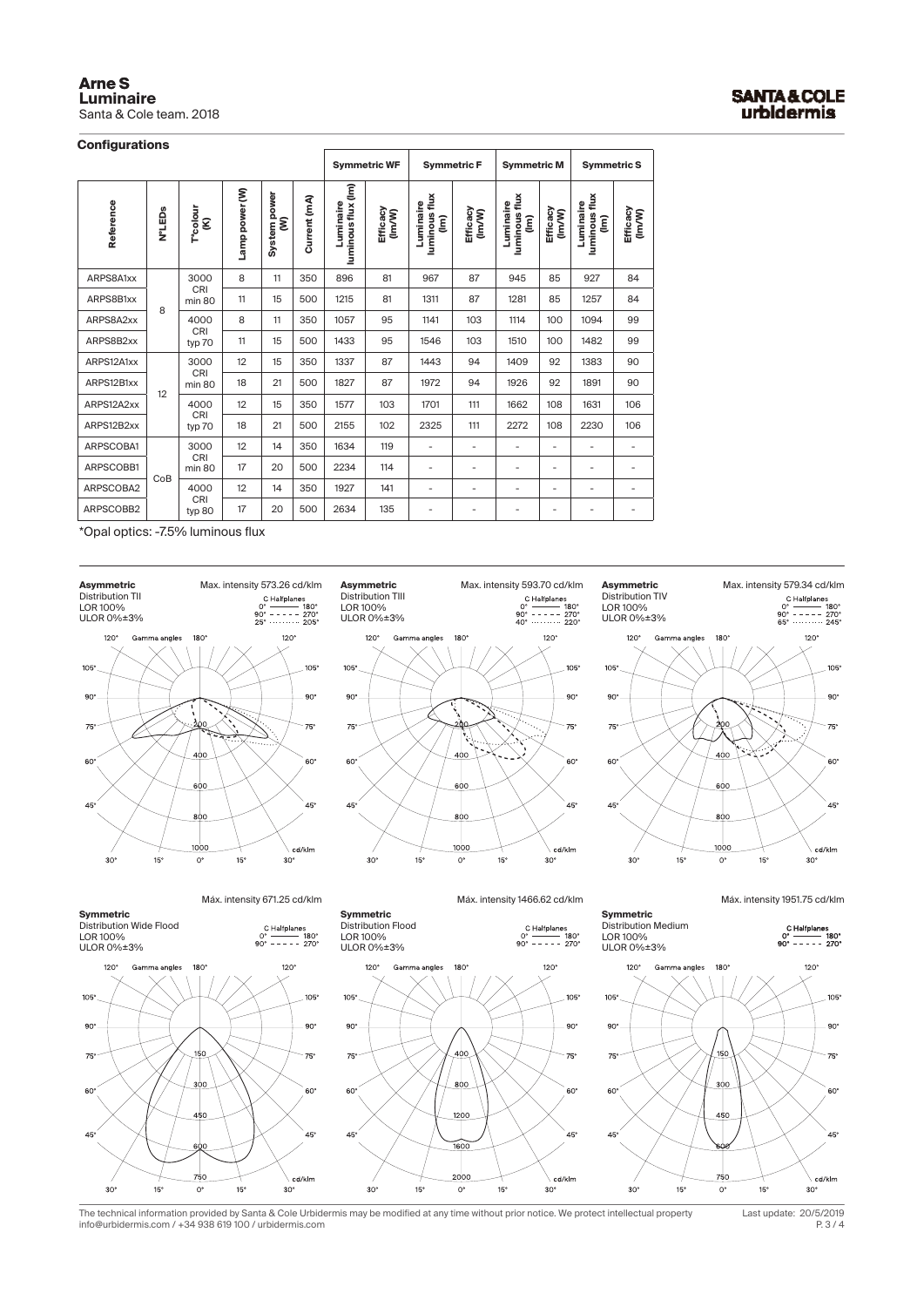# Arne S

## Luminaire

Santa & Cole team. 2018

### Configurations

| Reference | N°LEDs | T°colour (K) | Lamp power (W) | System power (W) | Current (mA) | Symmetric WF | | Symmetric F | | Symmetric M | | Symmetric S | |
|---|---|---|---|---|---|---|---|---|---|---|---|---|---|
| | | | | | | Luminaire luminous flux (lm) | Efficacy (lm/W) | Luminaire luminous flux (lm) | Efficacy (lm/W) | Luminaire luminous flux (lm) | Efficacy (lm/W) | Luminaire luminous flux (lm) | Efficacy (lm/W) |
| ARPS8A1xx | 8 | 3000 CRI min 80 | 8 | 11 | 350 | 896 | 81 | 967 | 87 | 945 | 85 | 927 | 84 |
| ARPS8B1xx | | | 11 | 15 | 500 | 1215 | 81 | 1311 | 87 | 1281 | 85 | 1257 | 84 |
| ARPS8A2xx | | 4000 CRI typ 70 | 8 | 11 | 350 | 1057 | 95 | 1141 | 103 | 1114 | 100 | 1094 | 99 |
| ARPS8B2xx | | | 11 | 15 | 500 | 1433 | 95 | 1546 | 103 | 1510 | 100 | 1482 | 99 |
| ARPS12A1xx | 12 | 3000 CRI min 80 | 12 | 15 | 350 | 1337 | 87 | 1443 | 94 | 1409 | 92 | 1383 | 90 |
| ARPS12B1xx | | | 18 | 21 | 500 | 1827 | 87 | 1972 | 94 | 1926 | 92 | 1891 | 90 |
| ARPS12A2xx | | 4000 CRI typ 70 | 12 | 15 | 350 | 1577 | 103 | 1701 | 111 | 1662 | 108 | 1631 | 106 |
| ARPS12B2xx | | | 18 | 21 | 500 | 2155 | 102 | 2325 | 111 | 2272 | 108 | 2230 | 106 |
| ARPSCOBA1 | CoB | 3000 CRI min 80 | 12 | 14 | 350 | 1634 | 119 | - | - | - | - | - | - |
| ARPSCOBB1 | | | 17 | 20 | 500 | 2234 | 114 | - | - | - | - | - | - |
| ARPSCOBA2 | | 4000 CRI typ 70 | 12 | 14 | 350 | 1927 | 141 | - | - | - | - | - | - |
| ARPSCOBB2 | | | 17 | 20 | 500 | 2634 | 135 | - | - | - | - | - | - |

*Opal optics: -7.5% luminous flux

**Asymmetric**
Distribution TII
LOR 100%
ULOR 0%±3%
Max. intensity 573.26 cd/klm
C Halfplanes: 0° — 180°; 90° - - - 270°; 25° ····· 205°

**Asymmetric**
Distribution TIII
LOR 100%
ULOR 0%±3%
Max. intensity 593.70 cd/klm
C Halfplanes: 0° — 180°; 90° - - - 270°; 40° ····· 220°

**Asymmetric**
Distribution TIV
LOR 100%
ULOR 0%±3%
Max. intensity 579.34 cd/klm
C Halfplanes: 0° — 180°; 90° - - - 270°; 65° ····· 245°

**Symmetric**
Distribution Wide Flood
LOR 100%
ULOR 0%±3%
Máx. intensity 671.25 cd/klm
C Halfplanes: 0° — 180°; 90° - - - 270°

**Symmetric**
Distribution Flood
LOR 100%
ULOR 0%±3%
Máx. intensity 1466.62 cd/klm
C Halfplanes: 0° — 180°; 90° - - - 270°

**Symmetric**
Distribution Medium
LOR 100%
ULOR 0%±3%
Máx. intensity 1951.75 cd/klm
C Halfplanes: 0° — 180°; 90° - - - 270°

The technical information provided by Santa & Cole Urbidermis may be modified at any time without prior notice. We protect intellectual property
info@urbidermis.com / +34 938 619 100 / urbidermis.com

Last update: 20/5/2019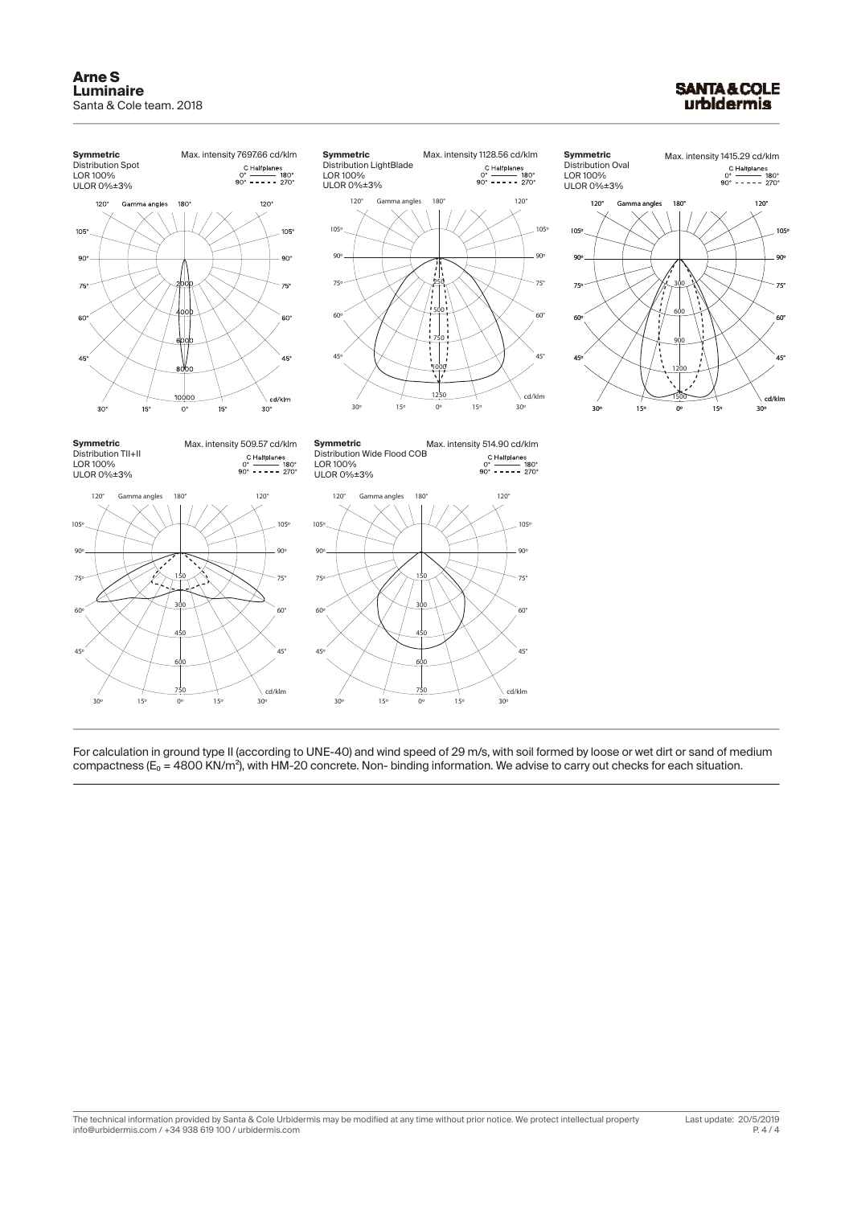**Arne S**
**Luminaire**
Santa & Cole team. 2018

SANTA & COLE
urbidermis

**Symmetric**
Distribution Spot
LOR 100%
ULOR 0%±3%

Max. intensity 7697.66 cd/klm

C Halfplanes
0° —— 180°
90° - - - - 270°

Gamma angles
120° 180° 120°
105° 105°
90° 90°
75° 75°
60° 60°
45° 45°
30° 15° 0° 15° 30°
2000
4000
6000
8000
10000
cd/klm

**Symmetric**
Distribution LightBlade
LOR 100%
ULOR 0%±3%

Max. intensity 1128.56 cd/klm

C Halfplanes
0° —— 180°
90° - - - - 270°

Gamma angles
120° 180° 120°
105° 105°
90° 90°
75° 75°
60° 60°
45° 45°
30° 15° 0° 15° 30°
250
500
750
1000
1250
cd/klm

**Symmetric**
Distribution Oval
LOR 100%
ULOR 0%±3%

Max. intensity 1415.29 cd/klm

C Halfplanes
0° —— 180°
90° - - - - 270°

Gamma angles
120° 180° 120°
105° 105°
90° 90°
75° 75°
60° 60°
45° 45°
30° 15° 0° 15° 30°
300
600
900
1200
1500
cd/klm

**Symmetric**
Distribution TII+II
LOR 100%
ULOR 0%±3%

Max. intensity 509.57 cd/klm

C Halfplanes
0° —— 180°
90° - - - - 270°

Gamma angles
120° 180° 120°
105° 105°
90° 90°
75° 75°
60° 60°
45° 45°
30° 15° 0° 15° 30°
150
300
450
600
750
cd/klm

**Symmetric**
Distribution Wide Flood COB
LOR 100%
ULOR 0%±3%

Max. intensity 514.90 cd/klm

C Halfplanes
0° —— 180°
90° - - - - 270°

Gamma angles
120° 180° 120°
105° 105°
90° 90°
75° 75°
60° 60°
45° 45°
30° 15° 0° 15° 30°
150
300
450
600
750
cd/klm

For calculation in ground type II (according to UNE-40) and wind speed of 29 m/s, with soil formed by loose or wet dirt or sand of medium compactness ($E_0$ = 4800 KN/m$^2$), with HM-20 concrete. Non- binding information. We advise to carry out checks for each situation.

The technical information provided by Santa & Cole Urbidermis may be modified at any time without prior notice. We protect intellectual property
info@urbidermis.com / +34 938 619 100 / urbidermis.com

Last update: 20/5/2019